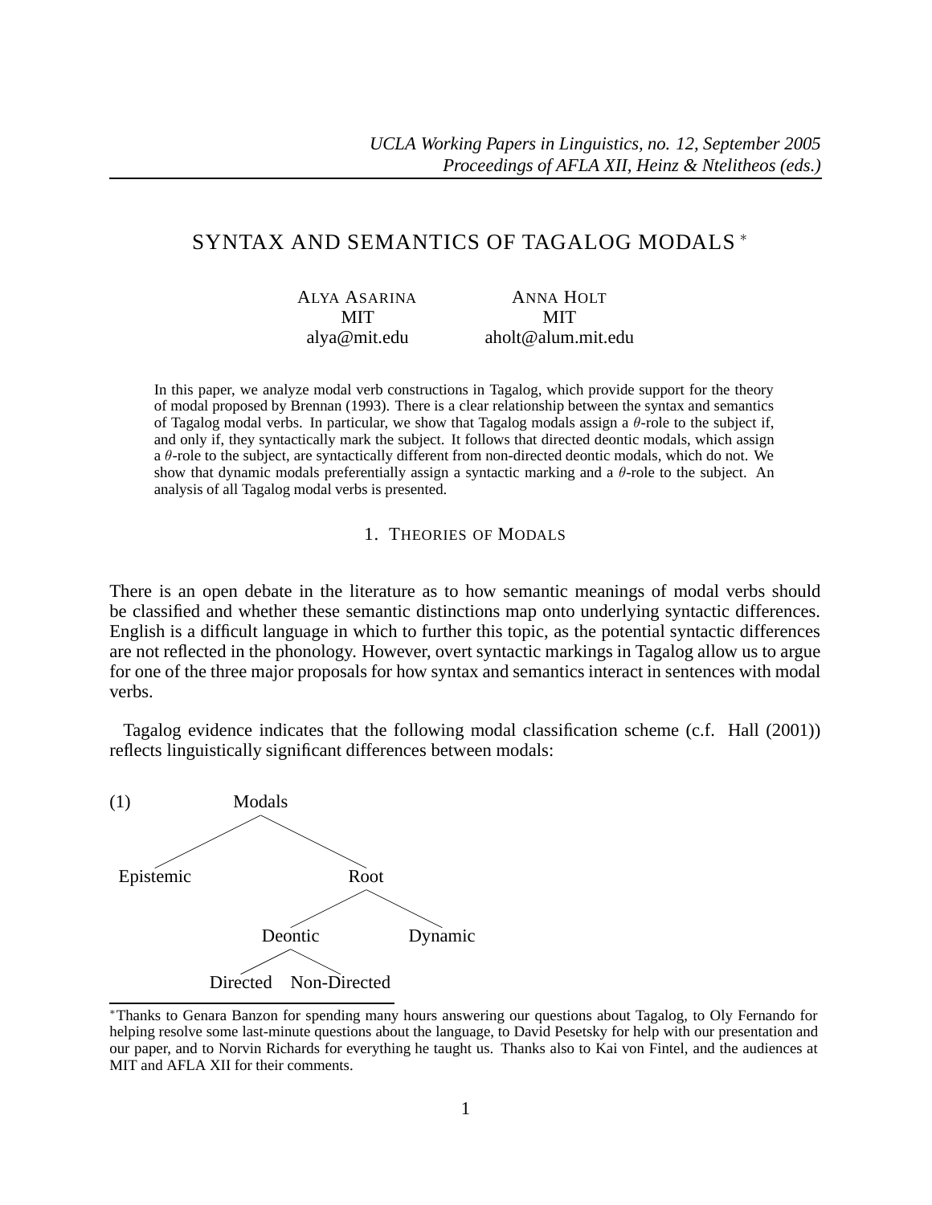# SYNTAX AND SEMANTICS OF TAGALOG MODALS *

ALYA ASARINA
MIT
alya@mit.edu

ANNA HOLT
MIT
aholt@alum.mit.edu

In this paper, we analyze modal verb constructions in Tagalog, which provide support for the theory of modal proposed by Brennan (1993). There is a clear relationship between the syntax and semantics of Tagalog modal verbs. In particular, we show that Tagalog modals assign a $\theta$-role to the subject if, and only if, they syntactically mark the subject. It follows that directed deontic modals, which assign a $\theta$-role to the subject, are syntactically different from non-directed deontic modals, which do not. We show that dynamic modals preferentially assign a syntactic marking and a $\theta$-role to the subject. An analysis of all Tagalog modal verbs is presented.

## 1. THEORIES OF MODALS

There is an open debate in the literature as to how semantic meanings of modal verbs should be classified and whether these semantic distinctions map onto underlying syntactic differences. English is a difficult language in which to further this topic, as the potential syntactic differences are not reflected in the phonology. However, overt syntactic markings in Tagalog allow us to argue for one of the three major proposals for how syntax and semantics interact in sentences with modal verbs.

Tagalog evidence indicates that the following modal classification scheme (c.f. Hall (2001)) reflects linguistically significant differences between modals:

(1)

```
                Modals
               /      \
       Epistemic       Root
                      /    \
                Deontic    Dynamic
                /      \
          Directed   Non-Directed
```

*Thanks to Genara Banzon for spending many hours answering our questions about Tagalog, to Oly Fernando for helping resolve some last-minute questions about the language, to David Pesetsky for help with our presentation and our paper, and to Norvin Richards for everything he taught us. Thanks also to Kai von Fintel, and the audiences at MIT and AFLA XII for their comments.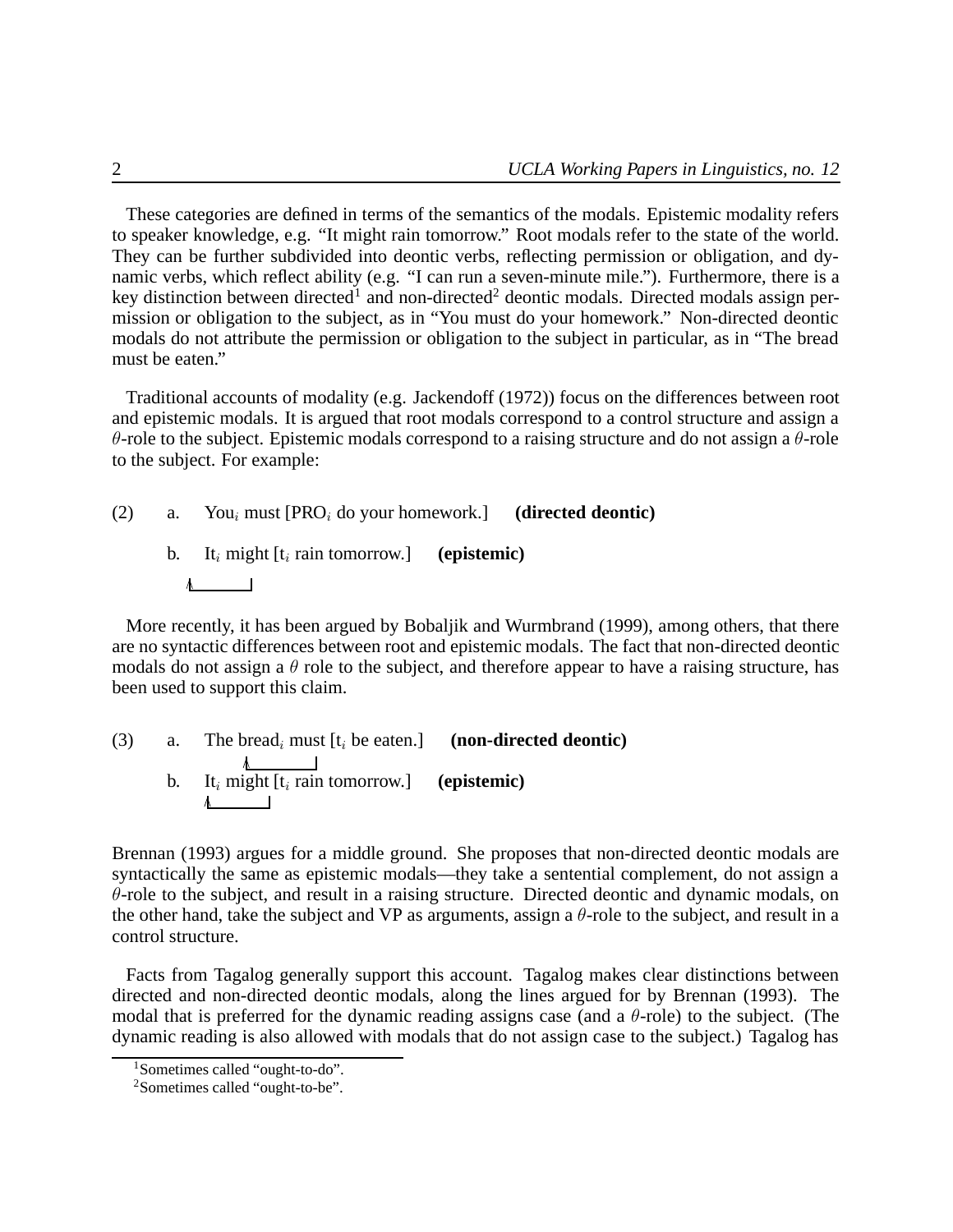These categories are defined in terms of the semantics of the modals. Epistemic modality refers to speaker knowledge, e.g. "It might rain tomorrow." Root modals refer to the state of the world. They can be further subdivided into deontic verbs, reflecting permission or obligation, and dynamic verbs, which reflect ability (e.g. "I can run a seven-minute mile."). Furthermore, there is a key distinction between directed[1] and non-directed[2] deontic modals. Directed modals assign permission or obligation to the subject, as in "You must do your homework." Non-directed deontic modals do not attribute the permission or obligation to the subject in particular, as in "The bread must be eaten."

Traditional accounts of modality (e.g. Jackendoff (1972)) focus on the differences between root and epistemic modals. It is argued that root modals correspond to a control structure and assign a $\theta$-role to the subject. Epistemic modals correspond to a raising structure and do not assign a $\theta$-role to the subject. For example:

(2) a. You$_i$ must [PRO$_i$ do your homework.] **(directed deontic)**

b. It$_i$ might [t$_i$ rain tomorrow.] **(epistemic)**

More recently, it has been argued by Bobaljik and Wurmbrand (1999), among others, that there are no syntactic differences between root and epistemic modals. The fact that non-directed deontic modals do not assign a $\theta$ role to the subject, and therefore appear to have a raising structure, has been used to support this claim.

(3) a. The bread$_i$ must [t$_i$ be eaten.] **(non-directed deontic)**

b. It$_i$ might [t$_i$ rain tomorrow.] **(epistemic)**

Brennan (1993) argues for a middle ground. She proposes that non-directed deontic modals are syntactically the same as epistemic modals—they take a sentential complement, do not assign a $\theta$-role to the subject, and result in a raising structure. Directed deontic and dynamic modals, on the other hand, take the subject and VP as arguments, assign a $\theta$-role to the subject, and result in a control structure.

Facts from Tagalog generally support this account. Tagalog makes clear distinctions between directed and non-directed deontic modals, along the lines argued for by Brennan (1993). The modal that is preferred for the dynamic reading assigns case (and a $\theta$-role) to the subject. (The dynamic reading is also allowed with modals that do not assign case to the subject.) Tagalog has

[1] Sometimes called "ought-to-do".

[2] Sometimes called "ought-to-be".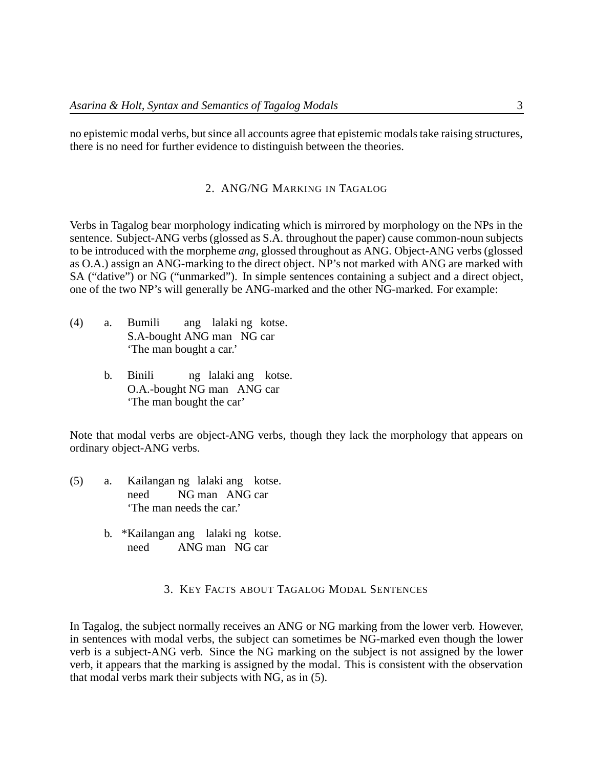no epistemic modal verbs, but since all accounts agree that epistemic modals take raising structures, there is no need for further evidence to distinguish between the theories.

## 2. ANG/NG Marking in Tagalog

Verbs in Tagalog bear morphology indicating which is mirrored by morphology on the NPs in the sentence. Subject-ANG verbs (glossed as S.A. throughout the paper) cause common-noun subjects to be introduced with the morpheme *ang*, glossed throughout as ANG. Object-ANG verbs (glossed as O.A.) assign an ANG-marking to the direct object. NP's not marked with ANG are marked with SA ("dative") or NG ("unmarked"). In simple sentences containing a subject and a direct object, one of the two NP's will generally be ANG-marked and the other NG-marked. For example:

(4) a. Bumili ang lalaki ng kotse.
S.A-bought ANG man NG car
'The man bought a car.'

b. Binili ng lalaki ang kotse.
O.A.-bought NG man ANG car
'The man bought the car'

Note that modal verbs are object-ANG verbs, though they lack the morphology that appears on ordinary object-ANG verbs.

(5) a. Kailangan ng lalaki ang kotse.
need NG man ANG car
'The man needs the car.'

b. *Kailangan ang lalaki ng kotse.
need ANG man NG car

## 3. Key Facts about Tagalog Modal Sentences

In Tagalog, the subject normally receives an ANG or NG marking from the lower verb. However, in sentences with modal verbs, the subject can sometimes be NG-marked even though the lower verb is a subject-ANG verb. Since the NG marking on the subject is not assigned by the lower verb, it appears that the marking is assigned by the modal. This is consistent with the observation that modal verbs mark their subjects with NG, as in (5).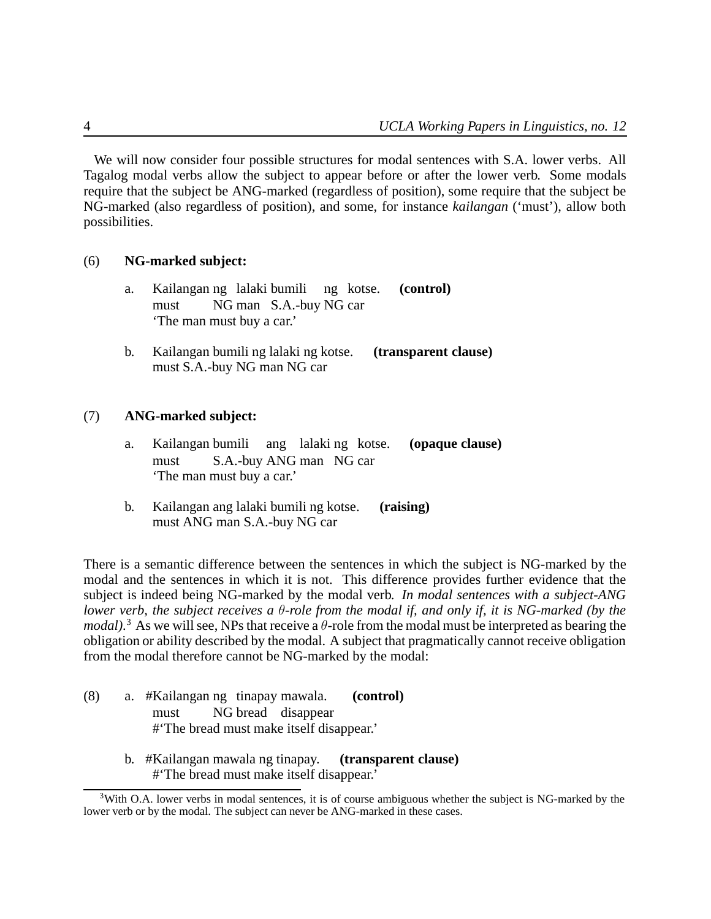We will now consider four possible structures for modal sentences with S.A. lower verbs. All Tagalog modal verbs allow the subject to appear before or after the lower verb. Some modals require that the subject be ANG-marked (regardless of position), some require that the subject be NG-marked (also regardless of position), and some, for instance *kailangan* ('must'), allow both possibilities.

(6) **NG-marked subject:**

a. Kailangan ng lalaki bumili ng kotse. **(control)**
must NG man S.A.-buy NG car
'The man must buy a car.'

b. Kailangan bumili ng lalaki ng kotse. **(transparent clause)**
must S.A.-buy NG man NG car

(7) **ANG-marked subject:**

a. Kailangan bumili ang lalaki ng kotse. **(opaque clause)**
must S.A.-buy ANG man NG car
'The man must buy a car.'

b. Kailangan ang lalaki bumili ng kotse. **(raising)**
must ANG man S.A.-buy NG car

There is a semantic difference between the sentences in which the subject is NG-marked by the modal and the sentences in which it is not. This difference provides further evidence that the subject is indeed being NG-marked by the modal verb. *In modal sentences with a subject-ANG lower verb, the subject receives a $\theta$-role from the modal if, and only if, it is NG-marked (by the modal).*[3] As we will see, NPs that receive a $\theta$-role from the modal must be interpreted as bearing the obligation or ability described by the modal. A subject that pragmatically cannot receive obligation from the modal therefore cannot be NG-marked by the modal:

(8) a. #Kailangan ng tinapay mawala. **(control)**
must NG bread disappear
#'The bread must make itself disappear.'

b. #Kailangan mawala ng tinapay. **(transparent clause)**
#'The bread must make itself disappear.'

[3] With O.A. lower verbs in modal sentences, it is of course ambiguous whether the subject is NG-marked by the lower verb or by the modal. The subject can never be ANG-marked in these cases.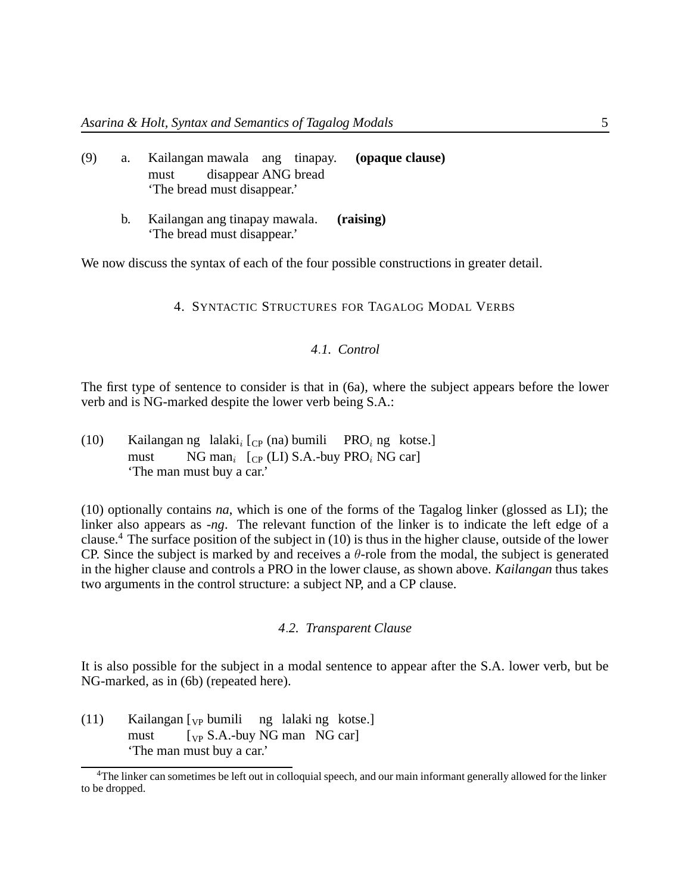(9) a. Kailangan mawala ang tinapay. **(opaque clause)**
must disappear ANG bread
'The bread must disappear.'

b. Kailangan ang tinapay mawala. **(raising)**
'The bread must disappear.'

We now discuss the syntax of each of the four possible constructions in greater detail.

## 4. Syntactic Structures for Tagalog Modal Verbs

### *4.1. Control*

The first type of sentence to consider is that in (6a), where the subject appears before the lower verb and is NG-marked despite the lower verb being S.A.:

(10) Kailangan ng lalaki$_i$ [$_{CP}$ (na) bumili PRO$_i$ ng kotse.]
must NG man$_i$ [$_{CP}$ (LI) S.A.-buy PRO$_i$ NG car]
'The man must buy a car.'

(10) optionally contains *na*, which is one of the forms of the Tagalog linker (glossed as LI); the linker also appears as *-ng*. The relevant function of the linker is to indicate the left edge of a clause.[4] The surface position of the subject in (10) is thus in the higher clause, outside of the lower CP. Since the subject is marked by and receives a $\theta$-role from the modal, the subject is generated in the higher clause and controls a PRO in the lower clause, as shown above. *Kailangan* thus takes two arguments in the control structure: a subject NP, and a CP clause.

### *4.2. Transparent Clause*

It is also possible for the subject in a modal sentence to appear after the S.A. lower verb, but be NG-marked, as in (6b) (repeated here).

(11) Kailangan [$_{VP}$ bumili ng lalaki ng kotse.]
must [$_{VP}$ S.A.-buy NG man NG car]
'The man must buy a car.'

[4] The linker can sometimes be left out in colloquial speech, and our main informant generally allowed for the linker to be dropped.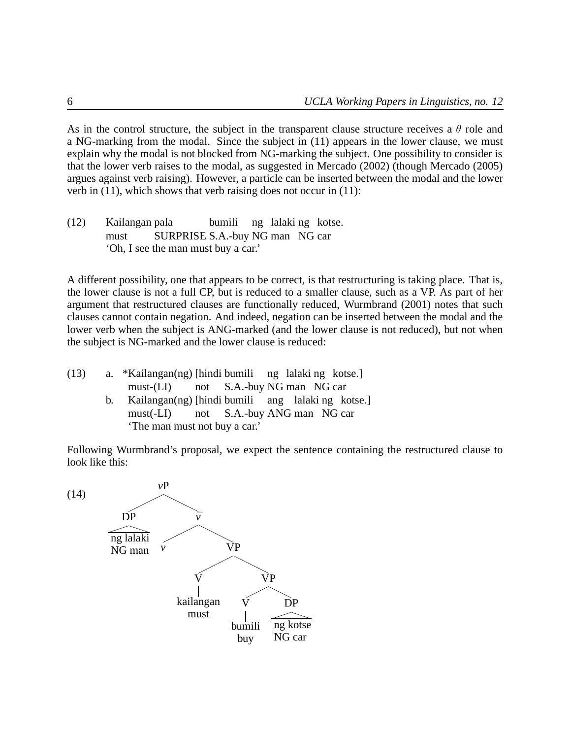As in the control structure, the subject in the transparent clause structure receives a $\theta$ role and a NG-marking from the modal. Since the subject in (11) appears in the lower clause, we must explain why the modal is not blocked from NG-marking the subject. One possibility to consider is that the lower verb raises to the modal, as suggested in Mercado (2002) (though Mercado (2005) argues against verb raising). However, a particle can be inserted between the modal and the lower verb in (11), which shows that verb raising does not occur in (11):

(12) Kailangan pala bumili ng lalaki ng kotse.
must SURPRISE S.A.-buy NG man NG car
'Oh, I see the man must buy a car.'

A different possibility, one that appears to be correct, is that restructuring is taking place. That is, the lower clause is not a full CP, but is reduced to a smaller clause, such as a VP. As part of her argument that restructured clauses are functionally reduced, Wurmbrand (2001) notes that such clauses cannot contain negation. And indeed, negation can be inserted between the modal and the lower verb when the subject is ANG-marked (and the lower clause is not reduced), but not when the subject is NG-marked and the lower clause is reduced:

(13) a. *Kailangan(ng) [hindi bumili ng lalaki ng kotse.]
must-(LI) not S.A.-buy NG man NG car

b. Kailangan(ng) [hindi bumili ang lalaki ng kotse.]
must(-LI) not S.A.-buy ANG man NG car
'The man must not buy a car.'

Following Wurmbrand's proposal, we expect the sentence containing the restructured clause to look like this:

(14)

```
vP
├── DP
│   └── ng lalaki
│       NG man
└── v̄
    ├── v
    └── VP
        ├── V
        │   └── kailangan
        │       must
        └── VP
            ├── V
            │   └── bumili
            │       buy
            └── DP
                └── ng kotse
                    NG car
```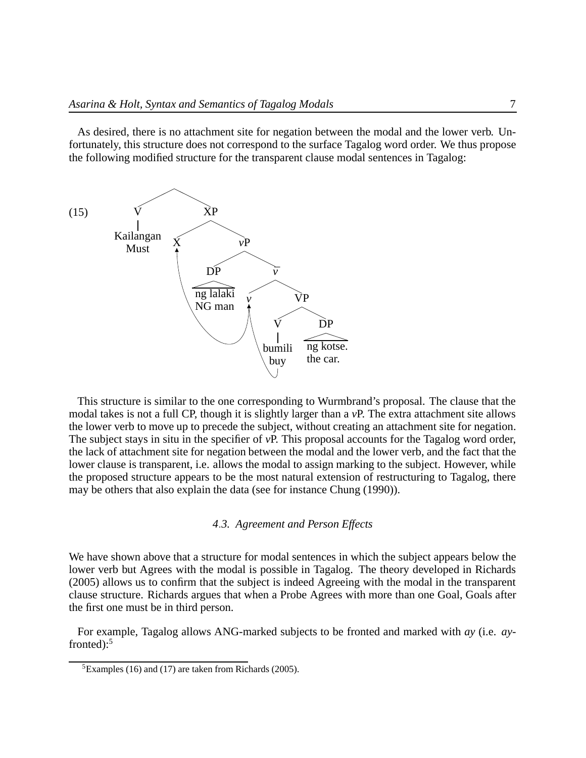As desired, there is no attachment site for negation between the modal and the lower verb. Unfortunately, this structure does not correspond to the surface Tagalog word order. We thus propose the following modified structure for the transparent clause modal sentences in Tagalog:

(15)

```
[ [V Kailangan 'Must'] [XP [X ] [vP [DP ng lalaki 'NG man'] [v̄ [v ] [VP [V bumili 'buy'] [DP ng kotse. 'the car.']]]]]]
```

(bumili moves to $v$, then to X)

This structure is similar to the one corresponding to Wurmbrand's proposal. The clause that the modal takes is not a full CP, though it is slightly larger than a *v*P. The extra attachment site allows the lower verb to move up to precede the subject, without creating an attachment site for negation. The subject stays in situ in the specifier of *v*P. This proposal accounts for the Tagalog word order, the lack of attachment site for negation between the modal and the lower verb, and the fact that the lower clause is transparent, i.e. allows the modal to assign marking to the subject. However, while the proposed structure appears to be the most natural extension of restructuring to Tagalog, there may be others that also explain the data (see for instance Chung (1990)).

### *4.3. Agreement and Person Effects*

We have shown above that a structure for modal sentences in which the subject appears below the lower verb but Agrees with the modal is possible in Tagalog. The theory developed in Richards (2005) allows us to confirm that the subject is indeed Agreeing with the modal in the transparent clause structure. Richards argues that when a Probe Agrees with more than one Goal, Goals after the first one must be in third person.

For example, Tagalog allows ANG-marked subjects to be fronted and marked with *ay* (i.e. *ay*-fronted):[5]

[5] Examples (16) and (17) are taken from Richards (2005).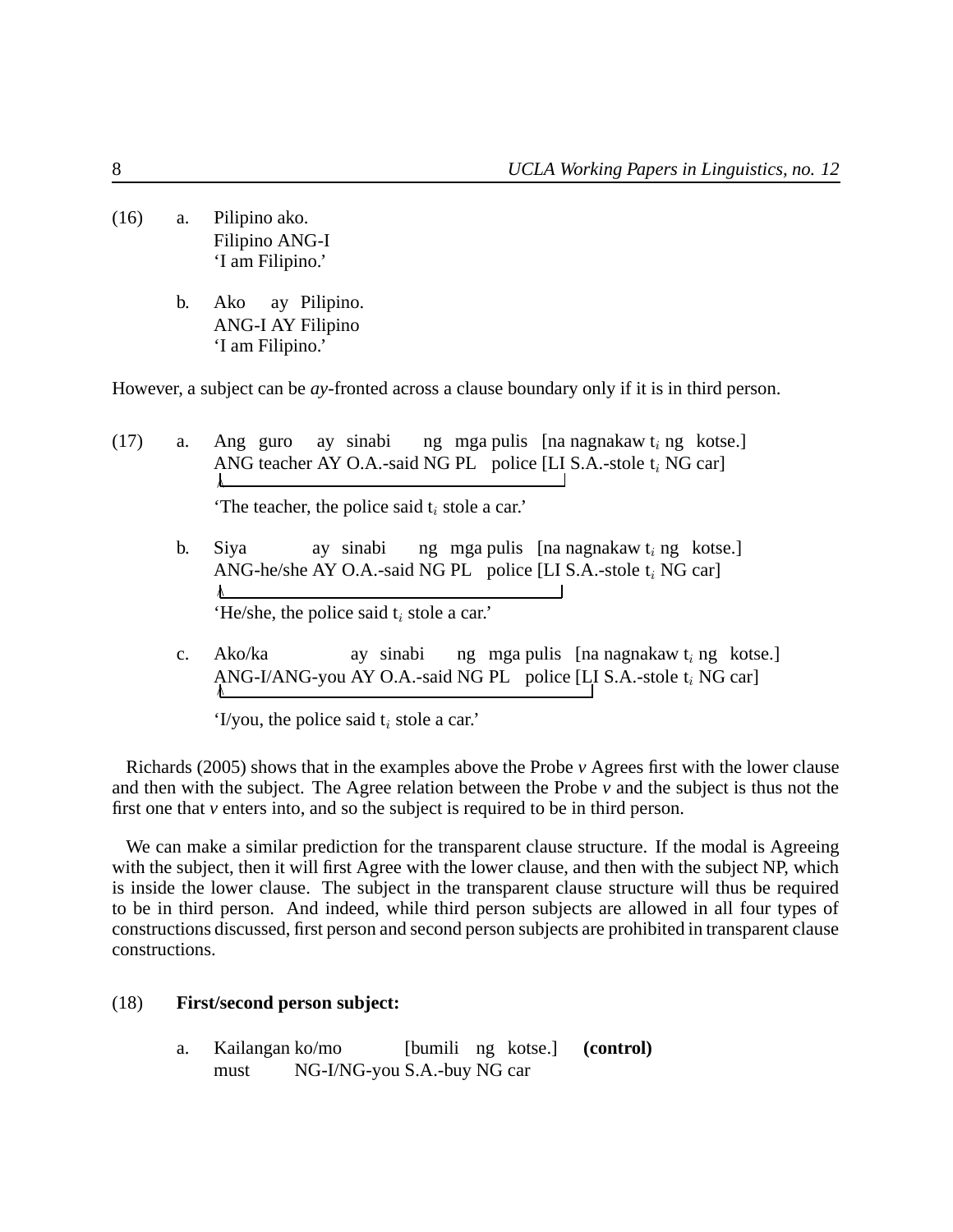(16) a. Pilipino ako.
Filipino ANG-I
'I am Filipino.'

b. Ako ay Pilipino.
ANG-I AY Filipino
'I am Filipino.'

However, a subject can be *ay*-fronted across a clause boundary only if it is in third person.

(17) a. Ang guro ay sinabi ng mga pulis [na nagnakaw $t_i$ ng kotse.]
ANG teacher AY O.A.-said NG PL police [LI S.A.-stole $t_i$ NG car]
'The teacher, the police said $t_i$ stole a car.'

b. Siya ay sinabi ng mga pulis [na nagnakaw $t_i$ ng kotse.]
ANG-he/she AY O.A.-said NG PL police [LI S.A.-stole $t_i$ NG car]
'He/she, the police said $t_i$ stole a car.'

c. Ako/ka ay sinabi ng mga pulis [na nagnakaw $t_i$ ng kotse.]
ANG-I/ANG-you AY O.A.-said NG PL police [LI S.A.-stole $t_i$ NG car]
'I/you, the police said $t_i$ stole a car.'

Richards (2005) shows that in the examples above the Probe *v* Agrees first with the lower clause and then with the subject. The Agree relation between the Probe *v* and the subject is thus not the first one that *v* enters into, and so the subject is required to be in third person.

We can make a similar prediction for the transparent clause structure. If the modal is Agreeing with the subject, then it will first Agree with the lower clause, and then with the subject NP, which is inside the lower clause. The subject in the transparent clause structure will thus be required to be in third person. And indeed, while third person subjects are allowed in all four types of constructions discussed, first person and second person subjects are prohibited in transparent clause constructions.

(18) **First/second person subject:**

a. Kailangan ko/mo [bumili ng kotse.] **(control)**
must NG-I/NG-you S.A.-buy NG car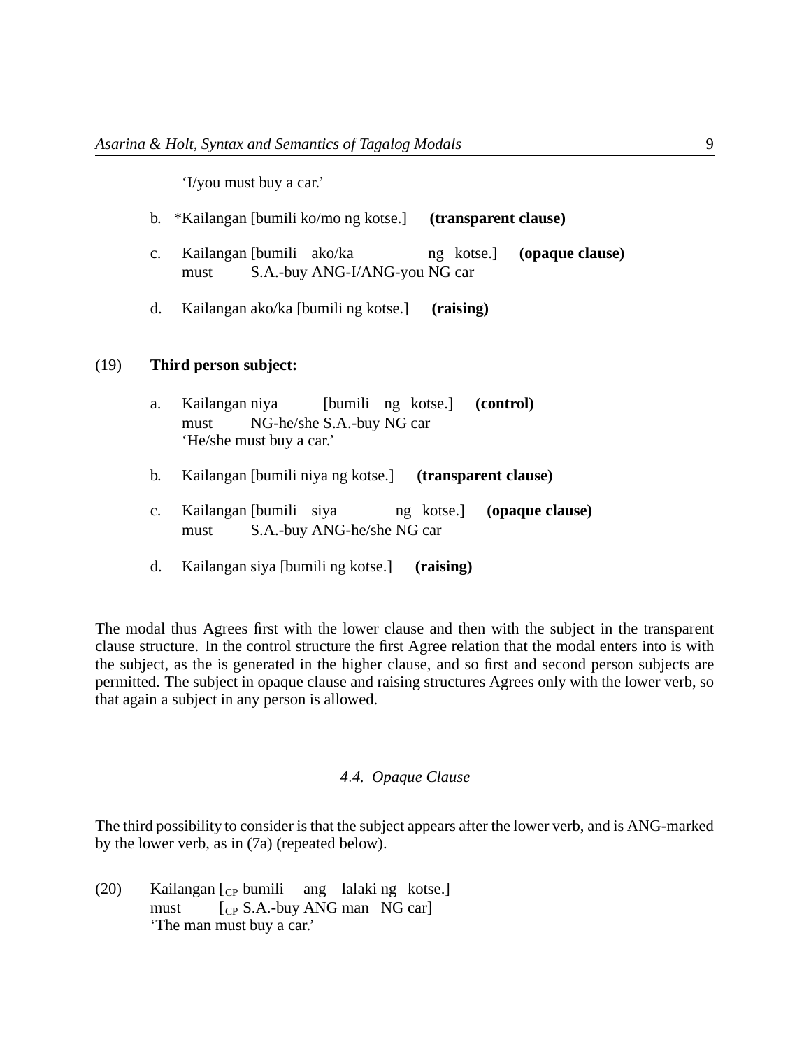'I/you must buy a car.'

b. *Kailangan [bumili ko/mo ng kotse.] **(transparent clause)**

c. Kailangan [bumili ako/ka ng kotse.] **(opaque clause)**
   must S.A.-buy ANG-I/ANG-you NG car

d. Kailangan ako/ka [bumili ng kotse.] **(raising)**

(19) **Third person subject:**

a. Kailangan niya [bumili ng kotse.] **(control)**
   must NG-he/she S.A.-buy NG car
   'He/she must buy a car.'

b. Kailangan [bumili niya ng kotse.] **(transparent clause)**

c. Kailangan [bumili siya ng kotse.] **(opaque clause)**
   must S.A.-buy ANG-he/she NG car

d. Kailangan siya [bumili ng kotse.] **(raising)**

The modal thus Agrees first with the lower clause and then with the subject in the transparent clause structure. In the control structure the first Agree relation that the modal enters into is with the subject, as the is generated in the higher clause, and so first and second person subjects are permitted. The subject in opaque clause and raising structures Agrees only with the lower verb, so that again a subject in any person is allowed.

### *4.4. Opaque Clause*

The third possibility to consider is that the subject appears after the lower verb, and is ANG-marked by the lower verb, as in (7a) (repeated below).

(20) Kailangan [$_{CP}$ bumili ang lalaki ng kotse.]
     must [$_{CP}$ S.A.-buy ANG man NG car]
     'The man must buy a car.'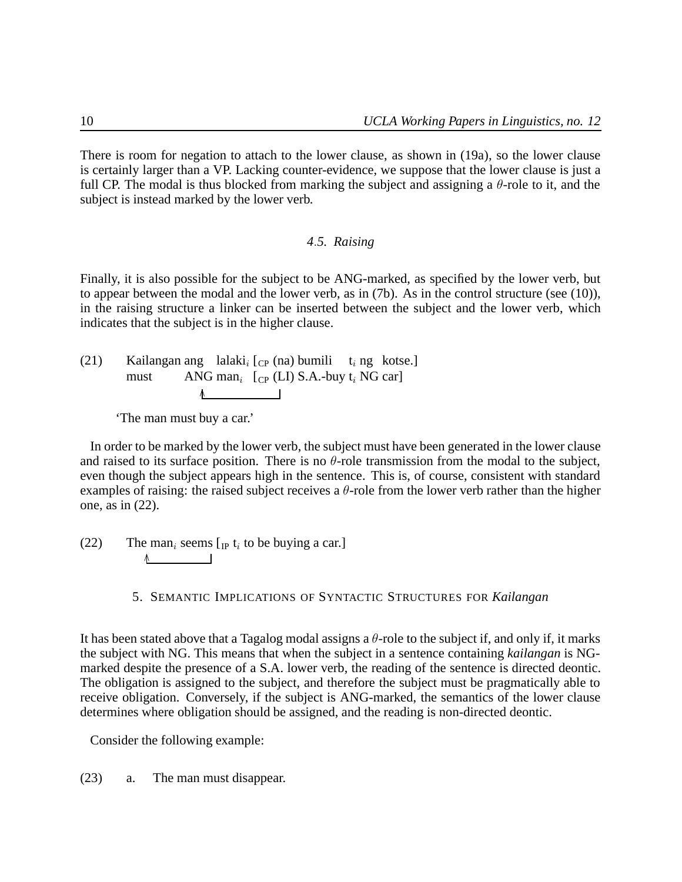There is room for negation to attach to the lower clause, as shown in (19a), so the lower clause is certainly larger than a VP. Lacking counter-evidence, we suppose that the lower clause is just a full CP. The modal is thus blocked from marking the subject and assigning a $\theta$-role to it, and the subject is instead marked by the lower verb.

### 4.5. *Raising*

Finally, it is also possible for the subject to be ANG-marked, as specified by the lower verb, but to appear between the modal and the lower verb, as in (7b). As in the control structure (see (10)), in the raising structure a linker can be inserted between the subject and the lower verb, which indicates that the subject is in the higher clause.

(21) Kailangan ang lalaki$_i$ [$_{CP}$ (na) bumili t$_i$ ng kotse.]
must ANG man$_i$ [$_{CP}$ (LI) S.A.-buy t$_i$ NG car]

'The man must buy a car.'

In order to be marked by the lower verb, the subject must have been generated in the lower clause and raised to its surface position. There is no $\theta$-role transmission from the modal to the subject, even though the subject appears high in the sentence. This is, of course, consistent with standard examples of raising: the raised subject receives a $\theta$-role from the lower verb rather than the higher one, as in (22).

(22) The man$_i$ seems [$_{IP}$ t$_i$ to be buying a car.]

## 5. Semantic Implications of Syntactic Structures for *Kailangan*

It has been stated above that a Tagalog modal assigns a $\theta$-role to the subject if, and only if, it marks the subject with NG. This means that when the subject in a sentence containing *kailangan* is NG-marked despite the presence of a S.A. lower verb, the reading of the sentence is directed deontic. The obligation is assigned to the subject, and therefore the subject must be pragmatically able to receive obligation. Conversely, if the subject is ANG-marked, the semantics of the lower clause determines where obligation should be assigned, and the reading is non-directed deontic.

Consider the following example:

(23) a. The man must disappear.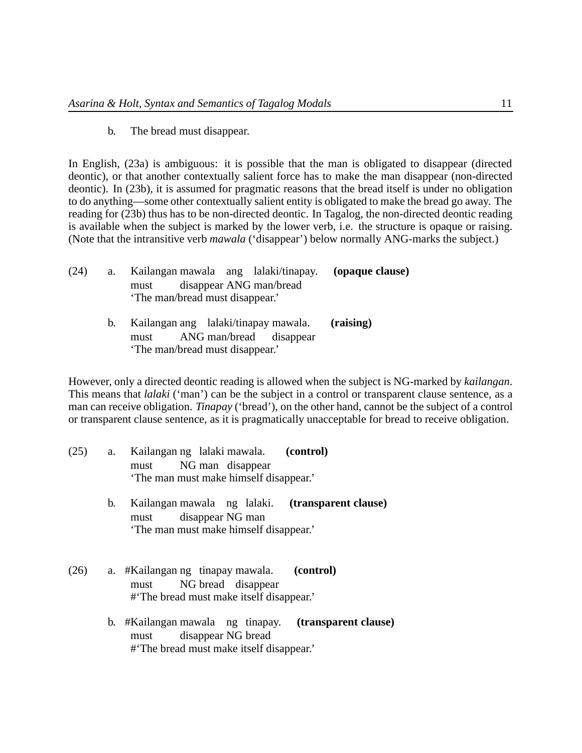b. The bread must disappear.

In English, (23a) is ambiguous: it is possible that the man is obligated to disappear (directed deontic), or that another contextually salient force has to make the man disappear (non-directed deontic). In (23b), it is assumed for pragmatic reasons that the bread itself is under no obligation to do anything—some other contextually salient entity is obligated to make the bread go away. The reading for (23b) thus has to be non-directed deontic. In Tagalog, the non-directed deontic reading is available when the subject is marked by the lower verb, i.e. the structure is opaque or raising. (Note that the intransitive verb *mawala* ('disappear') below normally ANG-marks the subject.)

(24) a. Kailangan mawala ang lalaki/tinapay. **(opaque clause)**
must disappear ANG man/bread
'The man/bread must disappear.'

b. Kailangan ang lalaki/tinapay mawala. **(raising)**
must ANG man/bread disappear
'The man/bread must disappear.'

However, only a directed deontic reading is allowed when the subject is NG-marked by *kailangan*. This means that *lalaki* ('man') can be the subject in a control or transparent clause sentence, as a man can receive obligation. *Tinapay* ('bread'), on the other hand, cannot be the subject of a control or transparent clause sentence, as it is pragmatically unacceptable for bread to receive obligation.

(25) a. Kailangan ng lalaki mawala. **(control)**
must NG man disappear
'The man must make himself disappear.'

b. Kailangan mawala ng lalaki. **(transparent clause)**
must disappear NG man
'The man must make himself disappear.'

(26) a. #Kailangan ng tinapay mawala. **(control)**
must NG bread disappear
#'The bread must make itself disappear.'

b. #Kailangan mawala ng tinapay. **(transparent clause)**
must disappear NG bread
#'The bread must make itself disappear.'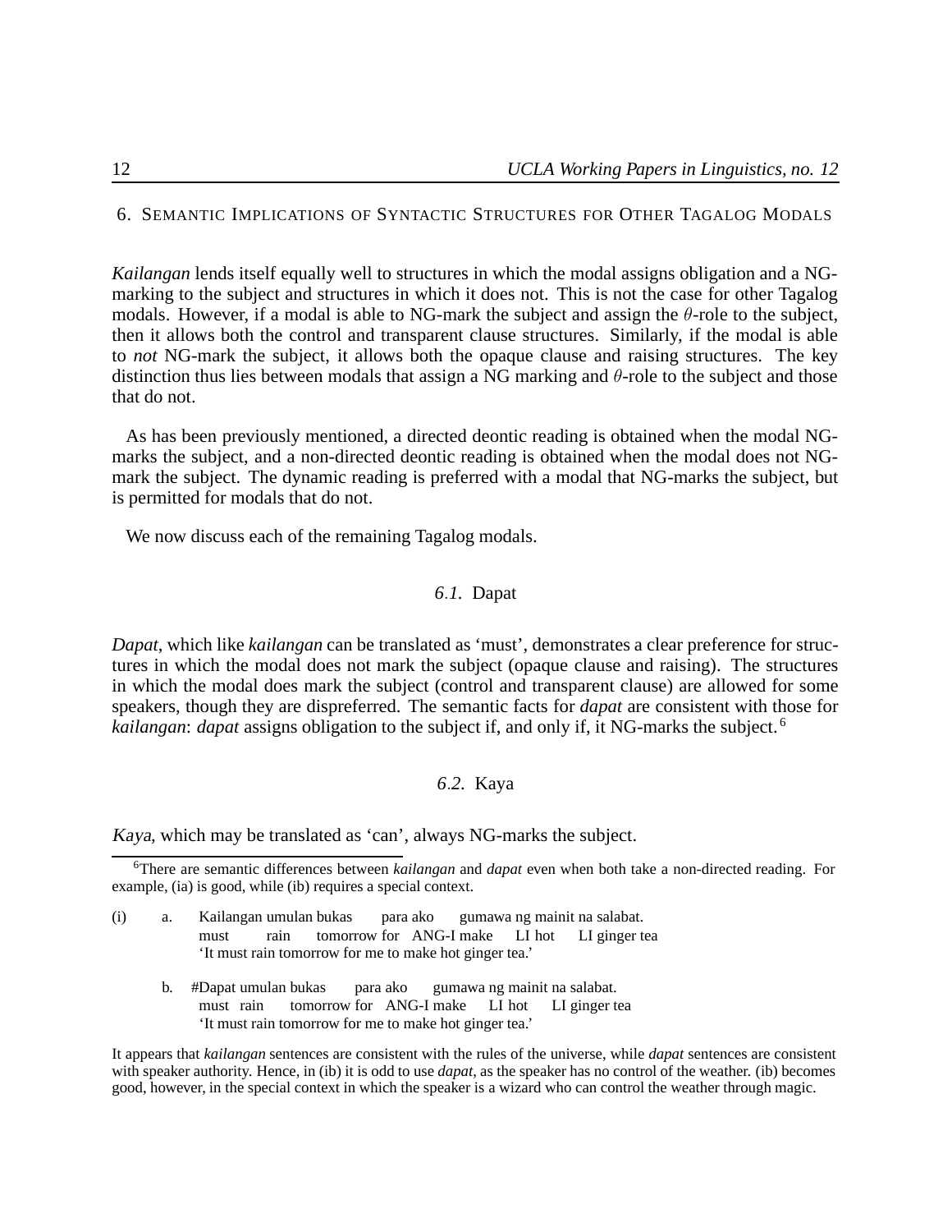## 6. Semantic Implications of Syntactic Structures for Other Tagalog Modals

*Kailangan* lends itself equally well to structures in which the modal assigns obligation and a NG-marking to the subject and structures in which it does not. This is not the case for other Tagalog modals. However, if a modal is able to NG-mark the subject and assign the $\theta$-role to the subject, then it allows both the control and transparent clause structures. Similarly, if the modal is able to *not* NG-mark the subject, it allows both the opaque clause and raising structures. The key distinction thus lies between modals that assign a NG marking and $\theta$-role to the subject and those that do not.

As has been previously mentioned, a directed deontic reading is obtained when the modal NG-marks the subject, and a non-directed deontic reading is obtained when the modal does not NG-mark the subject. The dynamic reading is preferred with a modal that NG-marks the subject, but is permitted for modals that do not.

We now discuss each of the remaining Tagalog modals.

### 6.1. Dapat

*Dapat*, which like *kailangan* can be translated as 'must', demonstrates a clear preference for structures in which the modal does not mark the subject (opaque clause and raising). The structures in which the modal does mark the subject (control and transparent clause) are allowed for some speakers, though they are dispreferred. The semantic facts for *dapat* are consistent with those for *kailangan*: *dapat* assigns obligation to the subject if, and only if, it NG-marks the subject.[6]

### 6.2. Kaya

*Kaya*, which may be translated as 'can', always NG-marks the subject.

---

[6] There are semantic differences between *kailangan* and *dapat* even when both take a non-directed reading. For example, (ia) is good, while (ib) requires a special context.

(i) a. Kailangan umulan bukas para ako gumawa ng mainit na salabat.
must rain tomorrow for ANG-I make LI hot LI ginger tea
'It must rain tomorrow for me to make hot ginger tea.'

b. #Dapat umulan bukas para ako gumawa ng mainit na salabat.
must rain tomorrow for ANG-I make LI hot LI ginger tea
'It must rain tomorrow for me to make hot ginger tea.'

It appears that *kailangan* sentences are consistent with the rules of the universe, while *dapat* sentences are consistent with speaker authority. Hence, in (ib) it is odd to use *dapat*, as the speaker has no control of the weather. (ib) becomes good, however, in the special context in which the speaker is a wizard who can control the weather through magic.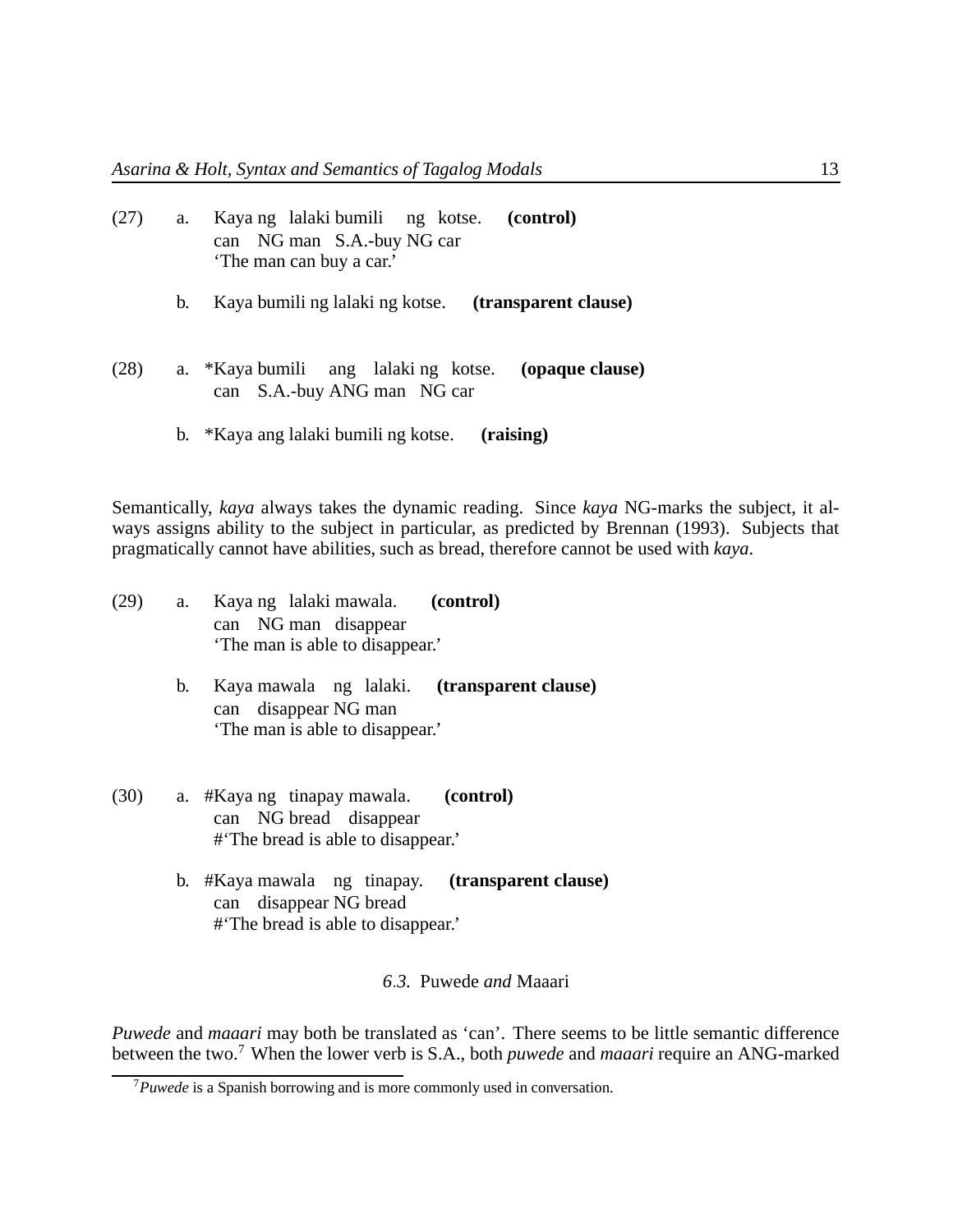(27) a. Kaya ng lalaki bumili ng kotse. **(control)**
can NG man S.A.-buy NG car
'The man can buy a car.'

b. Kaya bumili ng lalaki ng kotse. **(transparent clause)**

(28) a. *Kaya bumili ang lalaki ng kotse. **(opaque clause)**
can S.A.-buy ANG man NG car

b. *Kaya ang lalaki bumili ng kotse. **(raising)**

Semantically, *kaya* always takes the dynamic reading. Since *kaya* NG-marks the subject, it always assigns ability to the subject in particular, as predicted by Brennan (1993). Subjects that pragmatically cannot have abilities, such as bread, therefore cannot be used with *kaya*.

(29) a. Kaya ng lalaki mawala. **(control)**
can NG man disappear
'The man is able to disappear.'

b. Kaya mawala ng lalaki. **(transparent clause)**
can disappear NG man
'The man is able to disappear.'

(30) a. #Kaya ng tinapay mawala. **(control)**
can NG bread disappear
#'The bread is able to disappear.'

b. #Kaya mawala ng tinapay. **(transparent clause)**
can disappear NG bread
#'The bread is able to disappear.'

### *6.3.* Puwede *and* Maaari

*Puwede* and *maaari* may both be translated as 'can'. There seems to be little semantic difference between the two.[7] When the lower verb is S.A., both *puwede* and *maaari* require an ANG-marked

[7] *Puwede* is a Spanish borrowing and is more commonly used in conversation.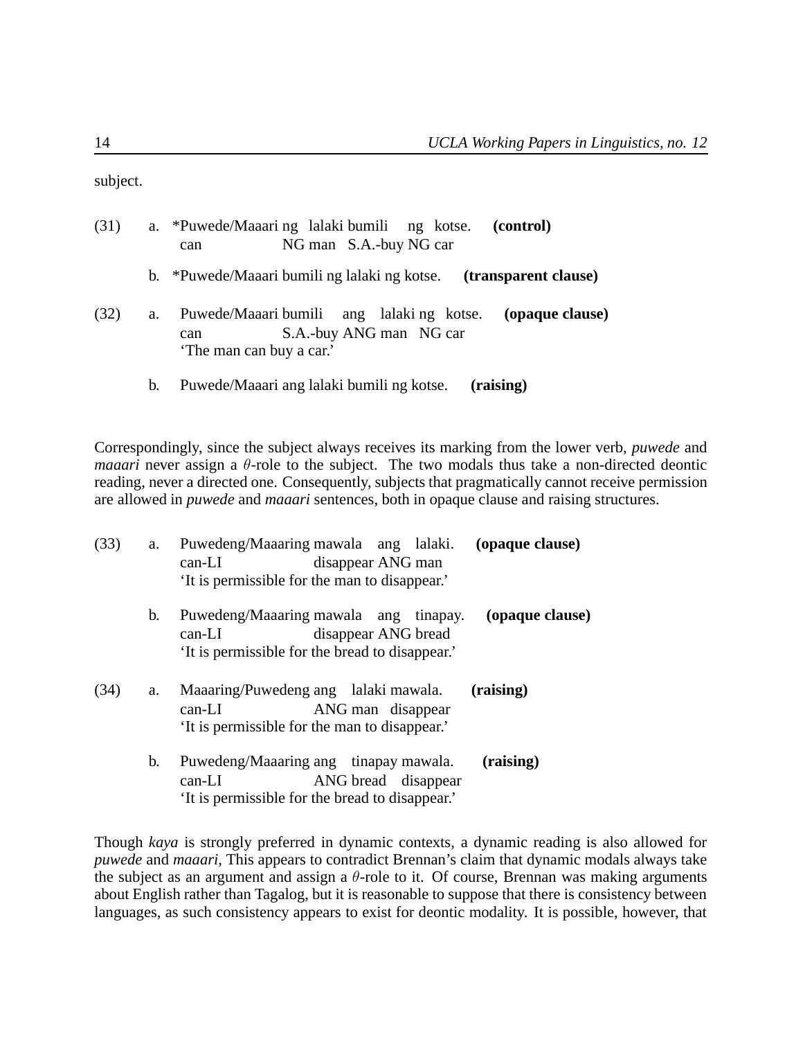subject.

(31) a. *Puwede/Maaari ng lalaki bumili ng kotse. **(control)**
can NG man S.A.-buy NG car

b. *Puwede/Maaari bumili ng lalaki ng kotse. **(transparent clause)**

(32) a. Puwede/Maaari bumili ang lalaki ng kotse. **(opaque clause)**
can S.A.-buy ANG man NG car
'The man can buy a car.'

b. Puwede/Maaari ang lalaki bumili ng kotse. **(raising)**

Correspondingly, since the subject always receives its marking from the lower verb, *puwede* and *maaari* never assign a $\theta$-role to the subject. The two modals thus take a non-directed deontic reading, never a directed one. Consequently, subjects that pragmatically cannot receive permission are allowed in *puwede* and *maaari* sentences, both in opaque clause and raising structures.

(33) a. Puwedeng/Maaaring mawala ang lalaki. **(opaque clause)**
can-LI disappear ANG man
'It is permissible for the man to disappear.'

b. Puwedeng/Maaaring mawala ang tinapay. **(opaque clause)**
can-LI disappear ANG bread
'It is permissible for the bread to disappear.'

(34) a. Maaaring/Puwedeng ang lalaki mawala. **(raising)**
can-LI ANG man disappear
'It is permissible for the man to disappear.'

b. Puwedeng/Maaaring ang tinapay mawala. **(raising)**
can-LI ANG bread disappear
'It is permissible for the bread to disappear.'

Though *kaya* is strongly preferred in dynamic contexts, a dynamic reading is also allowed for *puwede* and *maaari*, This appears to contradict Brennan's claim that dynamic modals always take the subject as an argument and assign a $\theta$-role to it. Of course, Brennan was making arguments about English rather than Tagalog, but it is reasonable to suppose that there is consistency between languages, as such consistency appears to exist for deontic modality. It is possible, however, that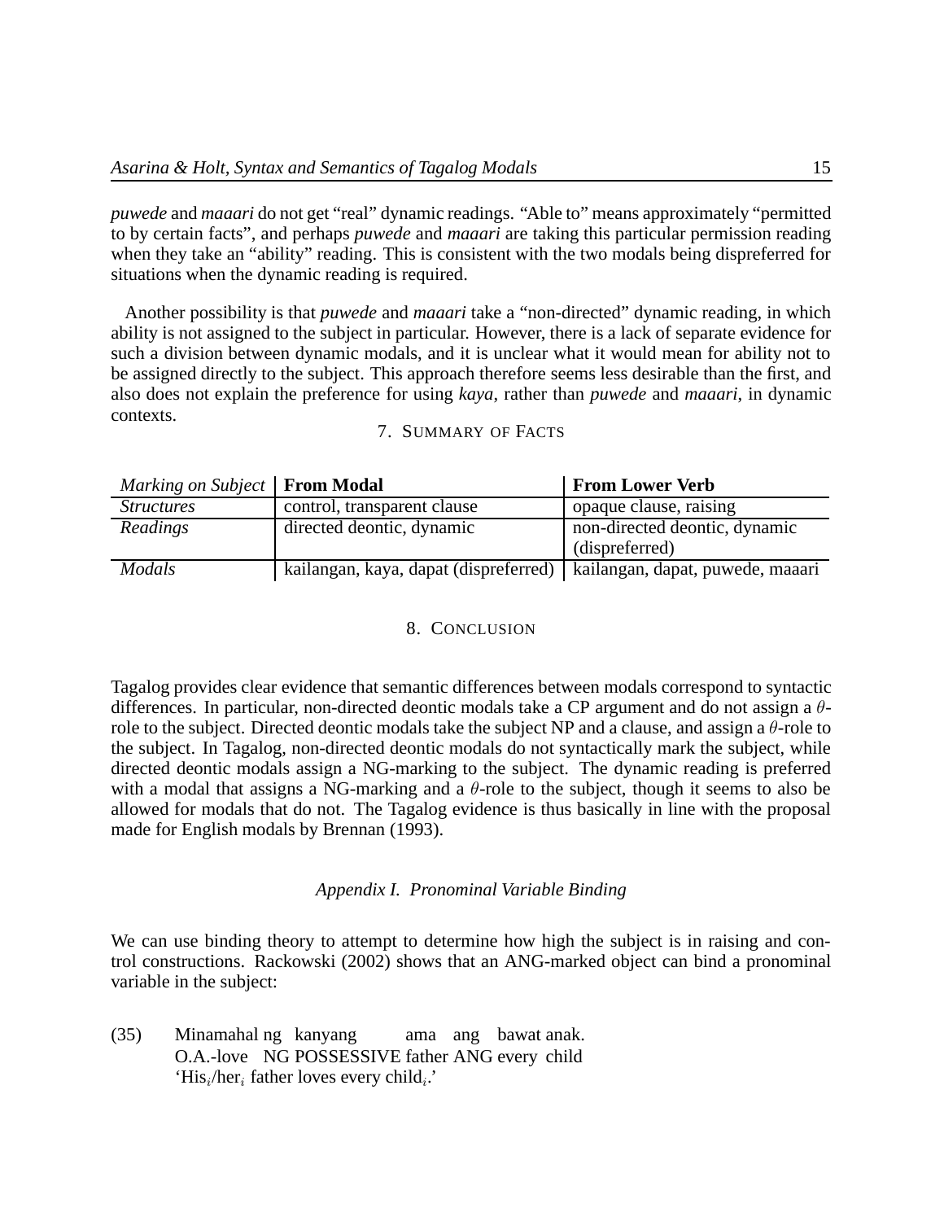*puwede* and *maaari* do not get "real" dynamic readings. "Able to" means approximately "permitted to by certain facts", and perhaps *puwede* and *maaari* are taking this particular permission reading when they take an "ability" reading. This is consistent with the two modals being dispreferred for situations when the dynamic reading is required.

Another possibility is that *puwede* and *maaari* take a "non-directed" dynamic reading, in which ability is not assigned to the subject in particular. However, there is a lack of separate evidence for such a division between dynamic modals, and it is unclear what it would mean for ability not to be assigned directly to the subject. This approach therefore seems less desirable than the first, and also does not explain the preference for using *kaya*, rather than *puwede* and *maaari*, in dynamic contexts.

## 7. Summary of Facts

| *Marking on Subject* | **From Modal** | **From Lower Verb** |
|---|---|---|
| *Structures* | control, transparent clause | opaque clause, raising |
| *Readings* | directed deontic, dynamic | non-directed deontic, dynamic (dispreferred) |
| *Modals* | kailangan, kaya, dapat (dispreferred) | kailangan, dapat, puwede, maaari |

## 8. Conclusion

Tagalog provides clear evidence that semantic differences between modals correspond to syntactic differences. In particular, non-directed deontic modals take a CP argument and do not assign a $\theta$-role to the subject. Directed deontic modals take the subject NP and a clause, and assign a $\theta$-role to the subject. In Tagalog, non-directed deontic modals do not syntactically mark the subject, while directed deontic modals assign a NG-marking to the subject. The dynamic reading is preferred with a modal that assigns a NG-marking and a $\theta$-role to the subject, though it seems to also be allowed for modals that do not. The Tagalog evidence is thus basically in line with the proposal made for English modals by Brennan (1993).

### *Appendix I. Pronominal Variable Binding*

We can use binding theory to attempt to determine how high the subject is in raising and control constructions. Rackowski (2002) shows that an ANG-marked object can bind a pronominal variable in the subject:

(35) Minamahal ng kanyang ama ang bawat anak.
O.A.-love NG POSSESSIVE father ANG every child
'His$_i$/her$_i$ father loves every child$_i$.'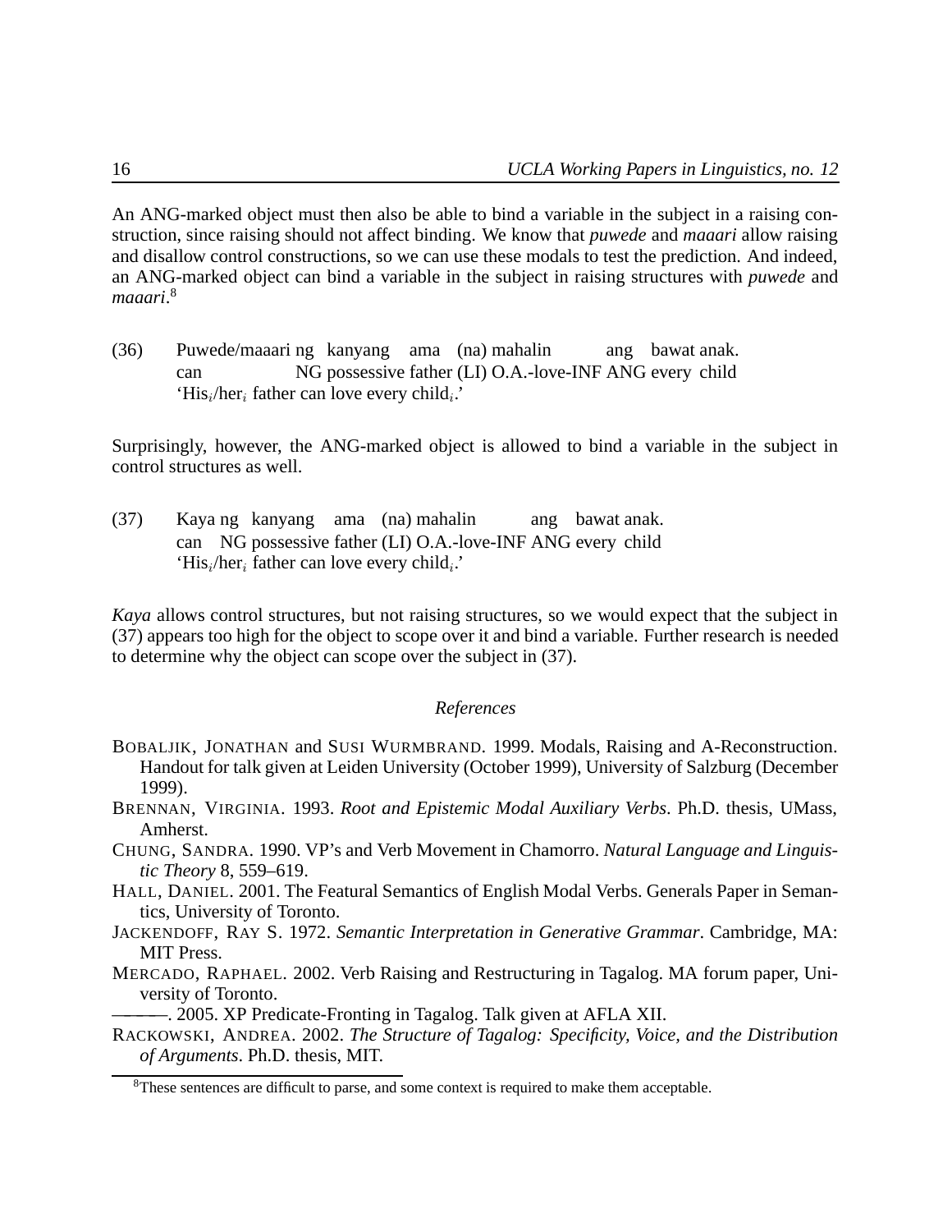An ANG-marked object must then also be able to bind a variable in the subject in a raising construction, since raising should not affect binding. We know that *puwede* and *maaari* allow raising and disallow control constructions, so we can use these modals to test the prediction. And indeed, an ANG-marked object can bind a variable in the subject in raising structures with *puwede* and *maaari*.[8]

(36) Puwede/maaari ng kanyang ama (na) mahalin ang bawat anak.
can NG possessive father (LI) O.A.-love-INF ANG every child
'His$_i$/her$_i$ father can love every child$_i$.'

Surprisingly, however, the ANG-marked object is allowed to bind a variable in the subject in control structures as well.

(37) Kaya ng kanyang ama (na) mahalin ang bawat anak.
can NG possessive father (LI) O.A.-love-INF ANG every child
'His$_i$/her$_i$ father can love every child$_i$.'

*Kaya* allows control structures, but not raising structures, so we would expect that the subject in (37) appears too high for the object to scope over it and bind a variable. Further research is needed to determine why the object can scope over the subject in (37).

## References

BOBALJIK, JONATHAN and SUSI WURMBRAND. 1999. Modals, Raising and A-Reconstruction. Handout for talk given at Leiden University (October 1999), University of Salzburg (December 1999).

BRENNAN, VIRGINIA. 1993. *Root and Epistemic Modal Auxiliary Verbs*. Ph.D. thesis, UMass, Amherst.

CHUNG, SANDRA. 1990. VP's and Verb Movement in Chamorro. *Natural Language and Linguistic Theory* 8, 559–619.

HALL, DANIEL. 2001. The Featural Semantics of English Modal Verbs. Generals Paper in Semantics, University of Toronto.

JACKENDOFF, RAY S. 1972. *Semantic Interpretation in Generative Grammar*. Cambridge, MA: MIT Press.

MERCADO, RAPHAEL. 2002. Verb Raising and Restructuring in Tagalog. MA forum paper, University of Toronto.

———. 2005. XP Predicate-Fronting in Tagalog. Talk given at AFLA XII.

RACKOWSKI, ANDREA. 2002. *The Structure of Tagalog: Specificity, Voice, and the Distribution of Arguments*. Ph.D. thesis, MIT.

[8]These sentences are difficult to parse, and some context is required to make them acceptable.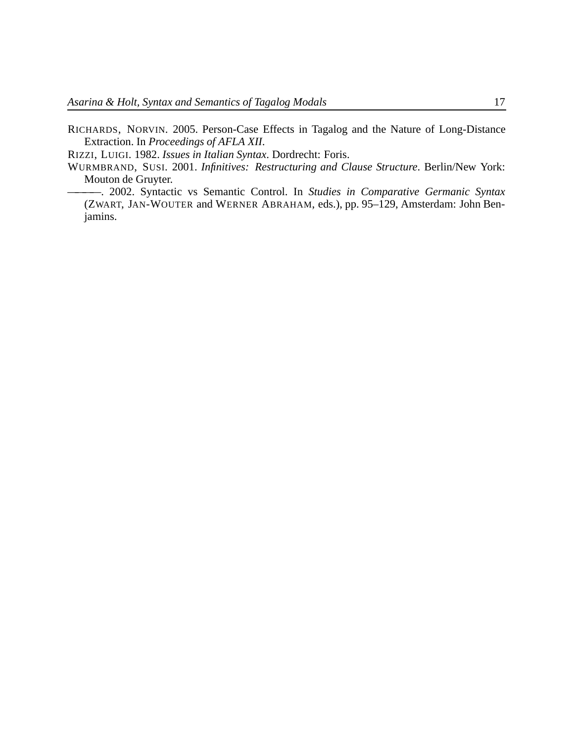RICHARDS, NORVIN. 2005. Person-Case Effects in Tagalog and the Nature of Long-Distance Extraction. In *Proceedings of AFLA XII*.

RIZZI, LUIGI. 1982. *Issues in Italian Syntax*. Dordrecht: Foris.

WURMBRAND, SUSI. 2001. *Infinitives: Restructuring and Clause Structure*. Berlin/New York: Mouton de Gruyter.

———. 2002. Syntactic vs Semantic Control. In *Studies in Comparative Germanic Syntax* (ZWART, JAN-WOUTER and WERNER ABRAHAM, eds.), pp. 95–129, Amsterdam: John Benjamins.